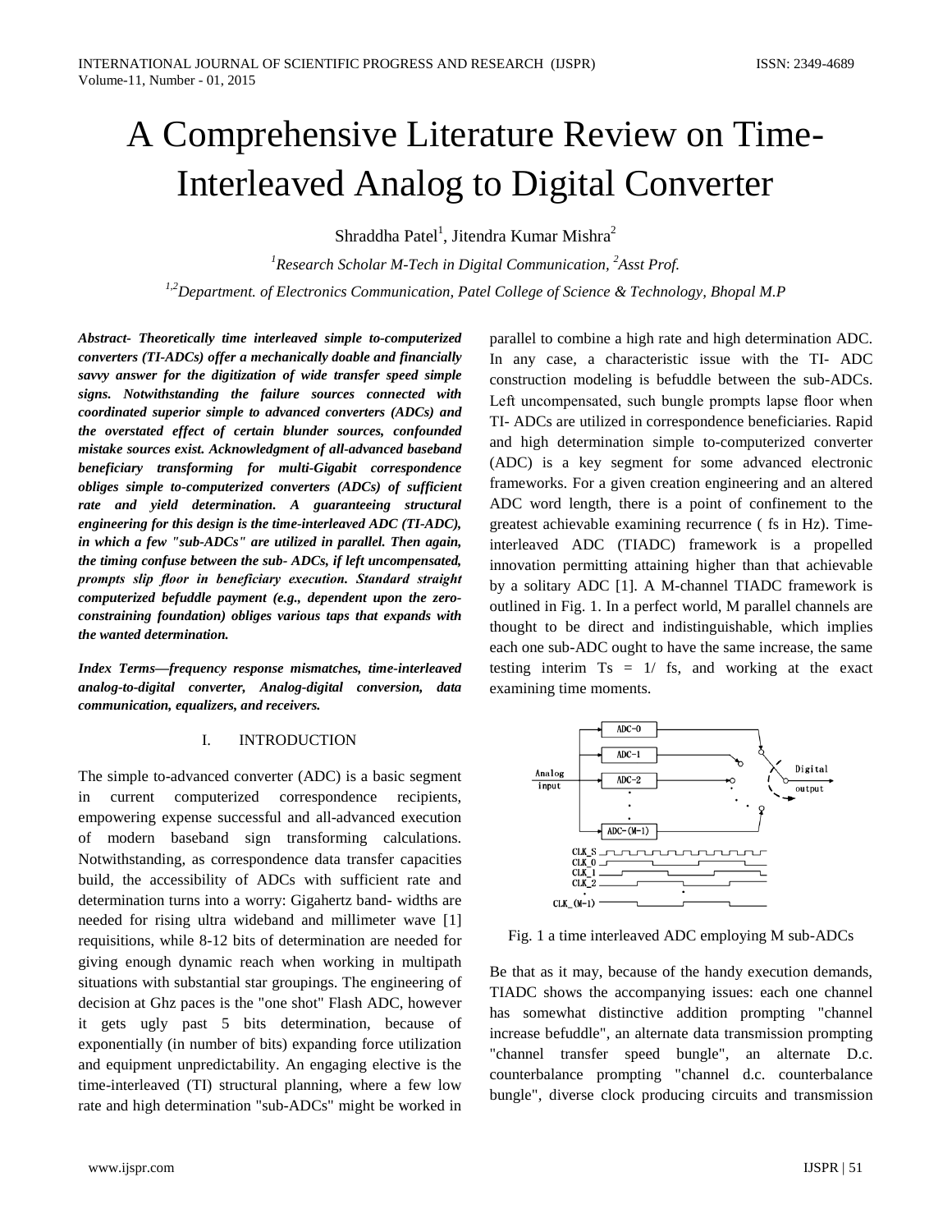# A Comprehensive Literature Review on Time-Interleaved Analog to Digital Converter

Shraddha Patel[1], Jitendra Kumar Mishra[2]

[1]*Research Scholar M-Tech in Digital Communication,* [2]*Asst Prof.*

[1,2]*Department. of Electronics Communication, Patel College of Science & Technology, Bhopal M.P*

***Abstract- Theoretically time interleaved simple to-computerized converters (TI-ADCs) offer a mechanically doable and financially savvy answer for the digitization of wide transfer speed simple signs. Notwithstanding the failure sources connected with coordinated superior simple to advanced converters (ADCs) and the overstated effect of certain blunder sources, confounded mistake sources exist. Acknowledgment of all-advanced baseband beneficiary transforming for multi-Gigabit correspondence obliges simple to-computerized converters (ADCs) of sufficient rate and yield determination. A guaranteeing structural engineering for this design is the time-interleaved ADC (TI-ADC), in which a few "sub-ADCs" are utilized in parallel. Then again, the timing confuse between the sub- ADCs, if left uncompensated, prompts slip floor in beneficiary execution. Standard straight computerized befuddle payment (e.g., dependent upon the zero-constraining foundation) obliges various taps that expands with the wanted determination.***

***Index Terms—frequency response mismatches, time-interleaved analog-to-digital converter, Analog-digital conversion, data communication, equalizers, and receivers.***

## I. INTRODUCTION

The simple to-advanced converter (ADC) is a basic segment in current computerized correspondence recipients, empowering expense successful and all-advanced execution of modern baseband sign transforming calculations. Notwithstanding, as correspondence data transfer capacities build, the accessibility of ADCs with sufficient rate and determination turns into a worry: Gigahertz band- widths are needed for rising ultra wideband and millimeter wave [1] requisitions, while 8-12 bits of determination are needed for giving enough dynamic reach when working in multipath situations with substantial star groupings. The engineering of decision at Ghz paces is the "one shot" Flash ADC, however it gets ugly past 5 bits determination, because of exponentially (in number of bits) expanding force utilization and equipment unpredictability. An engaging elective is the time-interleaved (TI) structural planning, where a few low rate and high determination "sub-ADCs" might be worked in parallel to combine a high rate and high determination ADC. In any case, a characteristic issue with the TI- ADC construction modeling is befuddle between the sub-ADCs. Left uncompensated, such bungle prompts lapse floor when TI- ADCs are utilized in correspondence beneficiaries. Rapid and high determination simple to-computerized converter (ADC) is a key segment for some advanced electronic frameworks. For a given creation engineering and an altered ADC word length, there is a point of confinement to the greatest achievable examining recurrence ( fs in Hz). Time-interleaved ADC (TIADC) framework is a propelled innovation permitting attaining higher than that achievable by a solitary ADC [1]. A M-channel TIADC framework is outlined in Fig. 1. In a perfect world, M parallel channels are thought to be direct and indistinguishable, which implies each one sub-ADC ought to have the same increase, the same testing interim $T_s = 1/f_s$, and working at the exact examining time moments.

Fig. 1 a time interleaved ADC employing M sub-ADCs

Be that as it may, because of the handy execution demands, TIADC shows the accompanying issues: each one channel has somewhat distinctive addition prompting "channel increase befuddle", an alternate data transmission prompting "channel transfer speed bungle", an alternate D.c. counterbalance prompting "channel d.c. counterbalance bungle", diverse clock producing circuits and transmission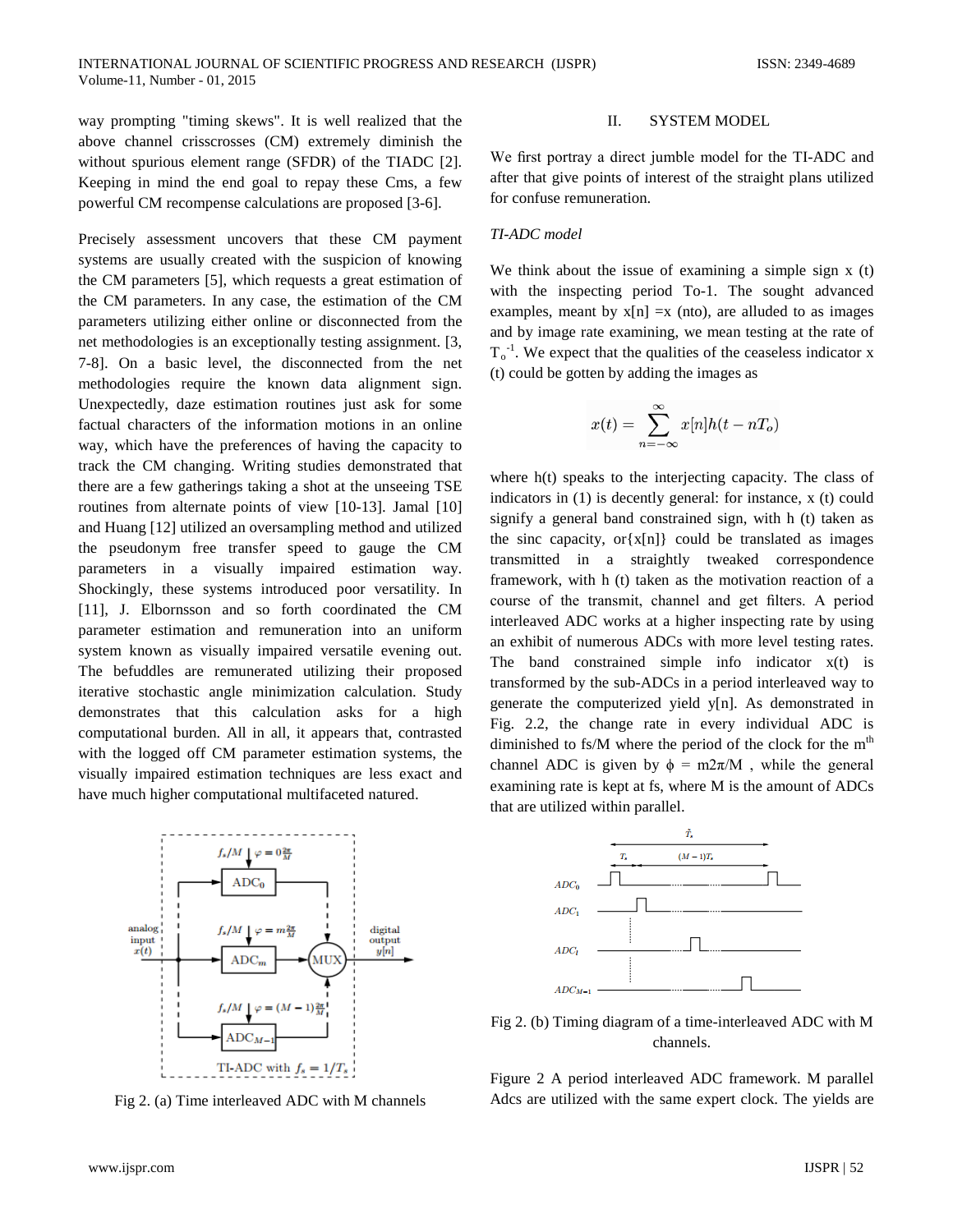way prompting "timing skews". It is well realized that the above channel crisscrosses (CM) extremely diminish the without spurious element range (SFDR) of the TIADC [2]. Keeping in mind the end goal to repay these Cms, a few powerful CM recompense calculations are proposed [3-6].

Precisely assessment uncovers that these CM payment systems are usually created with the suspicion of knowing the CM parameters [5], which requests a great estimation of the CM parameters. In any case, the estimation of the CM parameters utilizing either online or disconnected from the net methodologies is an exceptionally testing assignment. [3, 7-8]. On a basic level, the disconnected from the net methodologies require the known data alignment sign. Unexpectedly, daze estimation routines just ask for some factual characters of the information motions in an online way, which have the preferences of having the capacity to track the CM changing. Writing studies demonstrated that there are a few gatherings taking a shot at the unseeing TSE routines from alternate points of view [10-13]. Jamal [10] and Huang [12] utilized an oversampling method and utilized the pseudonym free transfer speed to gauge the CM parameters in a visually impaired estimation way. Shockingly, these systems introduced poor versatility. In [11], J. Elbornsson and so forth coordinated the CM parameter estimation and remuneration into an uniform system known as visually impaired versatile evening out. The befuddles are remunerated utilizing their proposed iterative stochastic angle minimization calculation. Study demonstrates that this calculation asks for a high computational burden. All in all, it appears that, contrasted with the logged off CM parameter estimation systems, the visually impaired estimation techniques are less exact and have much higher computational multifaceted natured.

Fig 2. (a) Time interleaved ADC with M channels

## II. SYSTEM MODEL

We first portray a direct jumble model for the TI-ADC and after that give points of interest of the straight plans utilized for confuse remuneration.

*TI-ADC model*

We think about the issue of examining a simple sign x (t) with the inspecting period To-1. The sought advanced examples, meant by x[n] =x (nto), are alluded to as images and by image rate examining, we mean testing at the rate of $T_o^{-1}$. We expect that the qualities of the ceaseless indicator x (t) could be gotten by adding the images as

$$x(t) = \sum_{n=-\infty}^{\infty} x[n]h(t - nT_o)$$

where h(t) speaks to the interjecting capacity. The class of indicators in (1) is decently general: for instance, x (t) could signify a general band constrained sign, with h (t) taken as the sinc capacity, or{x[n]} could be translated as images transmitted in a straightly tweaked correspondence framework, with h (t) taken as the motivation reaction of a course of the transmit, channel and get filters. A period interleaved ADC works at a higher inspecting rate by using an exhibit of numerous ADCs with more level testing rates. The band constrained simple info indicator x(t) is transformed by the sub-ADCs in a period interleaved way to generate the computerized yield y[n]. As demonstrated in Fig. 2.2, the change rate in every individual ADC is diminished to fs/M where the period of the clock for the m[th] channel ADC is given by $\phi$ = m2$\pi$/M , while the general examining rate is kept at fs, where M is the amount of ADCs that are utilized within parallel.

Fig 2. (b) Timing diagram of a time-interleaved ADC with M channels.

Figure 2 A period interleaved ADC framework. M parallel Adcs are utilized with the same expert clock. The yields are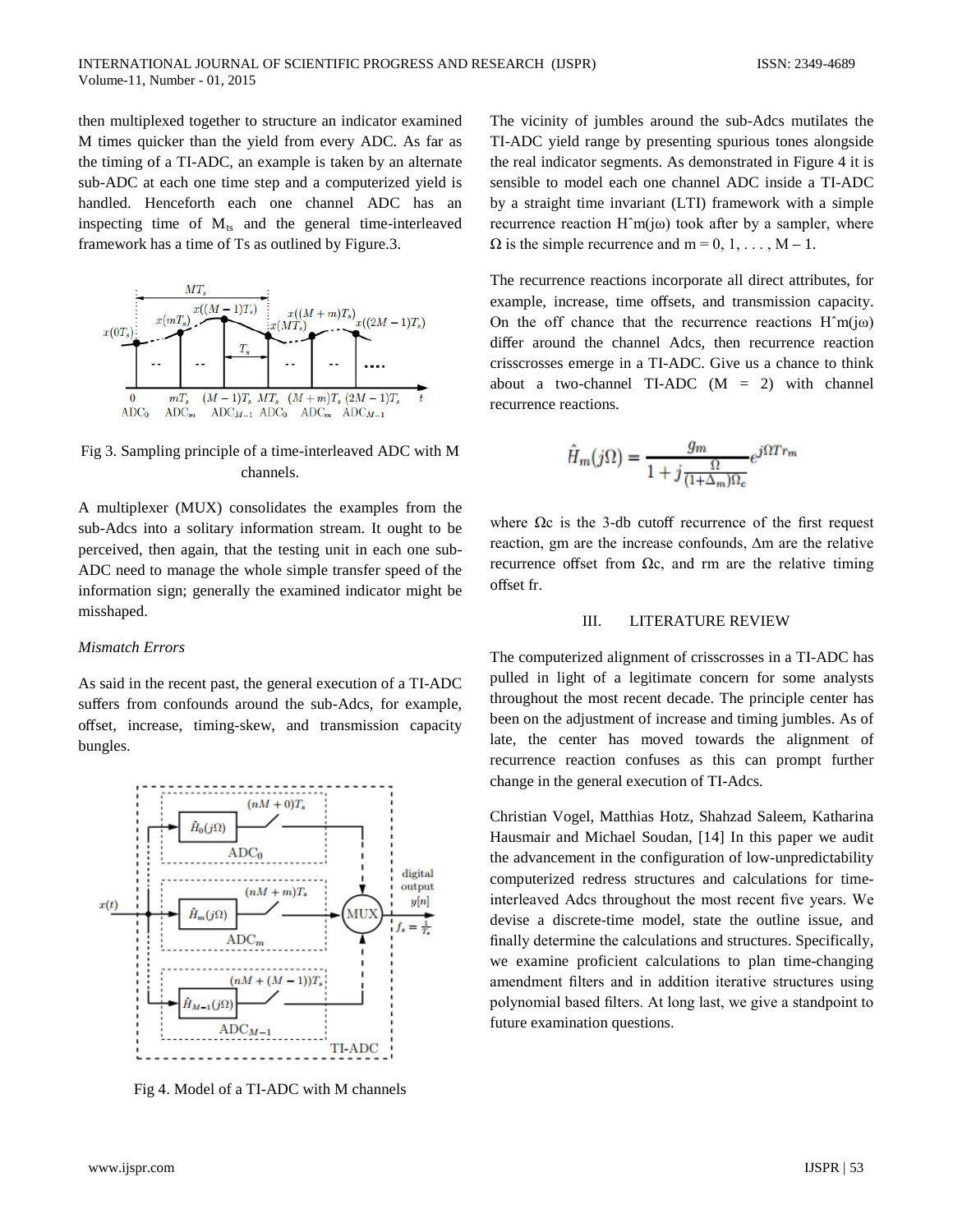then multiplexed together to structure an indicator examined M times quicker than the yield from every ADC. As far as the timing of a TI-ADC, an example is taken by an alternate sub-ADC at each one time step and a computerized yield is handled. Henceforth each one channel ADC has an inspecting time of $M_{ts}$ and the general time-interleaved framework has a time of Ts as outlined by Figure.3.

Fig 3. Sampling principle of a time-interleaved ADC with M channels.

A multiplexer (MUX) consolidates the examples from the sub-Adcs into a solitary information stream. It ought to be perceived, then again, that the testing unit in each one sub-ADC need to manage the whole simple transfer speed of the information sign; generally the examined indicator might be misshaped.

*Mismatch Errors*

As said in the recent past, the general execution of a TI-ADC suffers from confounds around the sub-Adcs, for example, offset, increase, timing-skew, and transmission capacity bungles.

Fig 4. Model of a TI-ADC with M channels

The vicinity of jumbles around the sub-Adcs mutilates the TI-ADC yield range by presenting spurious tones alongside the real indicator segments. As demonstrated in Figure 4 it is sensible to model each one channel ADC inside a TI-ADC by a straight time invariant (LTI) framework with a simple recurrence reaction $\hat{H}_m(j\omega)$ took after by a sampler, where $\Omega$ is the simple recurrence and $m = 0, 1, \ldots, M-1$.

The recurrence reactions incorporate all direct attributes, for example, increase, time offsets, and transmission capacity. On the off chance that the recurrence reactions $\hat{H}_m(j\omega)$ differ around the channel Adcs, then recurrence reaction crisscrosses emerge in a TI-ADC. Give us a chance to think about a two-channel TI-ADC ($M = 2$) with channel recurrence reactions.

$$\hat{H}_m(j\Omega) = \frac{g_m}{1 + j\frac{\Omega}{(1+\Delta_m)\Omega_c}} e^{j\Omega T r_m}$$

where $\Omega c$ is the 3-db cutoff recurrence of the first request reaction, gm are the increase confounds, $\Delta m$ are the relative recurrence offset from $\Omega c$, and rm are the relative timing offset fr.

## III. LITERATURE REVIEW

The computerized alignment of crisscrosses in a TI-ADC has pulled in light of a legitimate concern for some analysts throughout the most recent decade. The principle center has been on the adjustment of increase and timing jumbles. As of late, the center has moved towards the alignment of recurrence reaction confuses as this can prompt further change in the general execution of TI-Adcs.

Christian Vogel, Matthias Hotz, Shahzad Saleem, Katharina Hausmair and Michael Soudan, [14] In this paper we audit the advancement in the configuration of low-unpredictability computerized redress structures and calculations for time-interleaved Adcs throughout the most recent five years. We devise a discrete-time model, state the outline issue, and finally determine the calculations and structures. Specifically, we examine proficient calculations to plan time-changing amendment filters and in addition iterative structures using polynomial based filters. At long last, we give a standpoint to future examination questions.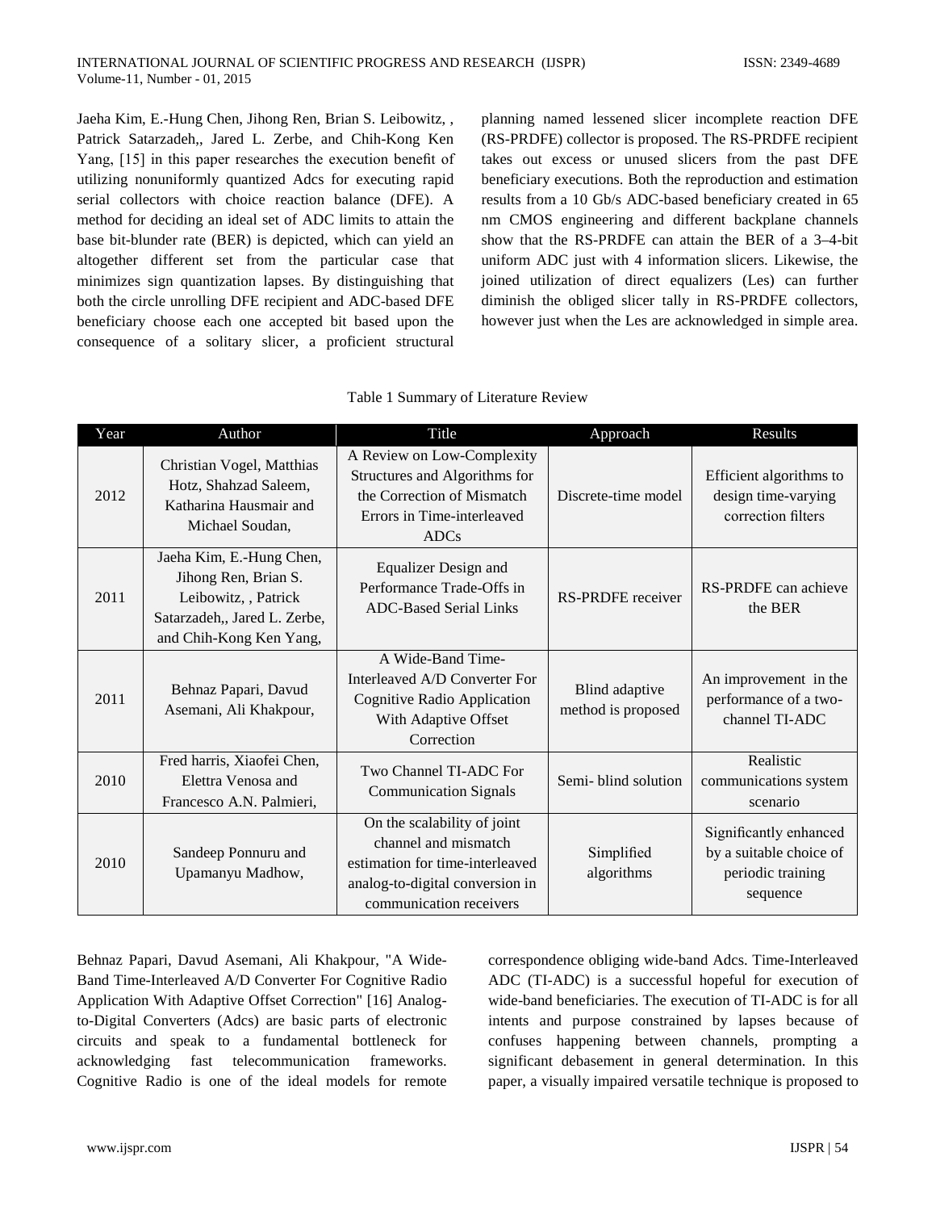Jaeha Kim, E.-Hung Chen, Jihong Ren, Brian S. Leibowitz, , Patrick Satarzadeh,, Jared L. Zerbe, and Chih-Kong Ken Yang, [15] in this paper researches the execution benefit of utilizing nonuniformly quantized Adcs for executing rapid serial collectors with choice reaction balance (DFE). A method for deciding an ideal set of ADC limits to attain the base bit-blunder rate (BER) is depicted, which can yield an altogether different set from the particular case that minimizes sign quantization lapses. By distinguishing that both the circle unrolling DFE recipient and ADC-based DFE beneficiary choose each one accepted bit based upon the consequence of a solitary slicer, a proficient structural planning named lessened slicer incomplete reaction DFE (RS-PRDFE) collector is proposed. The RS-PRDFE recipient takes out excess or unused slicers from the past DFE beneficiary executions. Both the reproduction and estimation results from a 10 Gb/s ADC-based beneficiary created in 65 nm CMOS engineering and different backplane channels show that the RS-PRDFE can attain the BER of a 3–4-bit uniform ADC just with 4 information slicers. Likewise, the joined utilization of direct equalizers (Les) can further diminish the obliged slicer tally in RS-PRDFE collectors, however just when the Les are acknowledged in simple area.

Table 1 Summary of Literature Review

| Year | Author | Title | Approach | Results |
|---|---|---|---|---|
| 2012 | Christian Vogel, Matthias Hotz, Shahzad Saleem, Katharina Hausmair and Michael Soudan, | A Review on Low-Complexity Structures and Algorithms for the Correction of Mismatch Errors in Time-interleaved ADCs | Discrete-time model | Efficient algorithms to design time-varying correction filters |
| 2011 | Jaeha Kim, E.-Hung Chen, Jihong Ren, Brian S. Leibowitz, , Patrick Satarzadeh,, Jared L. Zerbe, and Chih-Kong Ken Yang, | Equalizer Design and Performance Trade-Offs in ADC-Based Serial Links | RS-PRDFE receiver | RS-PRDFE can achieve the BER |
| 2011 | Behnaz Papari, Davud Asemani, Ali Khakpour, | A Wide-Band Time-Interleaved A/D Converter For Cognitive Radio Application With Adaptive Offset Correction | Blind adaptive method is proposed | An improvement in the performance of a two-channel TI-ADC |
| 2010 | Fred harris, Xiaofei Chen, Elettra Venosa and Francesco A.N. Palmieri, | Two Channel TI-ADC For Communication Signals | Semi- blind solution | Realistic communications system scenario |
| 2010 | Sandeep Ponnuru and Upamanyu Madhow, | On the scalability of joint channel and mismatch estimation for time-interleaved analog-to-digital conversion in communication receivers | Simplified algorithms | Significantly enhanced by a suitable choice of periodic training sequence |

Behnaz Papari, Davud Asemani, Ali Khakpour, "A Wide-Band Time-Interleaved A/D Converter For Cognitive Radio Application With Adaptive Offset Correction" [16] Analog-to-Digital Converters (Adcs) are basic parts of electronic circuits and speak to a fundamental bottleneck for acknowledging fast telecommunication frameworks. Cognitive Radio is one of the ideal models for remote correspondence obliging wide-band Adcs. Time-Interleaved ADC (TI-ADC) is a successful hopeful for execution of wide-band beneficiaries. The execution of TI-ADC is for all intents and purpose constrained by lapses because of confuses happening between channels, prompting a significant debasement in general determination. In this paper, a visually impaired versatile technique is proposed to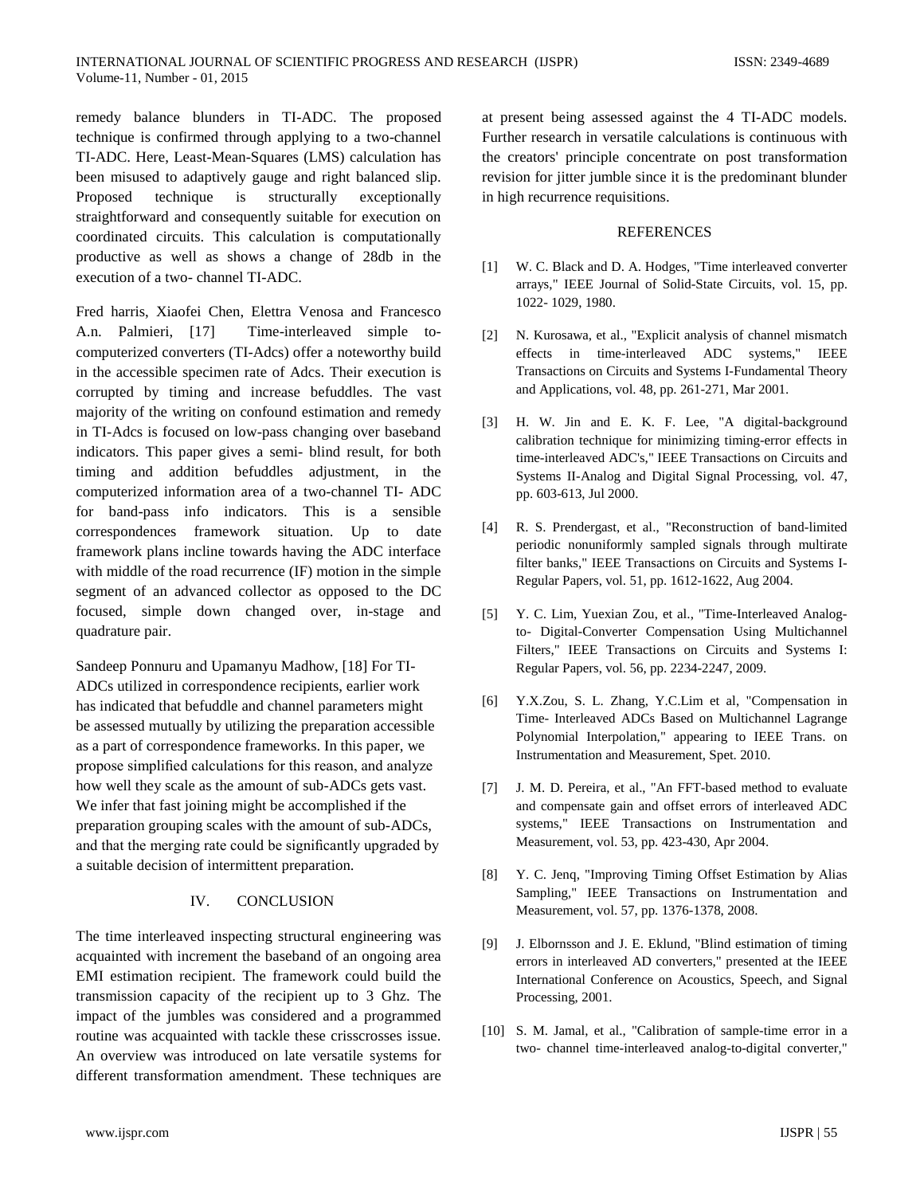remedy balance blunders in TI-ADC. The proposed technique is confirmed through applying to a two-channel TI-ADC. Here, Least-Mean-Squares (LMS) calculation has been misused to adaptively gauge and right balanced slip. Proposed technique is structurally exceptionally straightforward and consequently suitable for execution on coordinated circuits. This calculation is computationally productive as well as shows a change of 28db in the execution of a two- channel TI-ADC.

Fred harris, Xiaofei Chen, Elettra Venosa and Francesco A.n. Palmieri, [17] Time-interleaved simple to-computerized converters (TI-Adcs) offer a noteworthy build in the accessible specimen rate of Adcs. Their execution is corrupted by timing and increase befuddles. The vast majority of the writing on confound estimation and remedy in TI-Adcs is focused on low-pass changing over baseband indicators. This paper gives a semi- blind result, for both timing and addition befuddles adjustment, in the computerized information area of a two-channel TI- ADC for band-pass info indicators. This is a sensible correspondences framework situation. Up to date framework plans incline towards having the ADC interface with middle of the road recurrence (IF) motion in the simple segment of an advanced collector as opposed to the DC focused, simple down changed over, in-stage and quadrature pair.

Sandeep Ponnuru and Upamanyu Madhow, [18] For TI-ADCs utilized in correspondence recipients, earlier work has indicated that befuddle and channel parameters might be assessed mutually by utilizing the preparation accessible as a part of correspondence frameworks. In this paper, we propose simplified calculations for this reason, and analyze how well they scale as the amount of sub-ADCs gets vast. We infer that fast joining might be accomplished if the preparation grouping scales with the amount of sub-ADCs, and that the merging rate could be significantly upgraded by a suitable decision of intermittent preparation.

## IV. CONCLUSION

The time interleaved inspecting structural engineering was acquainted with increment the baseband of an ongoing area EMI estimation recipient. The framework could build the transmission capacity of the recipient up to 3 Ghz. The impact of the jumbles was considered and a programmed routine was acquainted with tackle these crisscrosses issue. An overview was introduced on late versatile systems for different transformation amendment. These techniques are at present being assessed against the 4 TI-ADC models. Further research in versatile calculations is continuous with the creators' principle concentrate on post transformation revision for jitter jumble since it is the predominant blunder in high recurrence requisitions.

## REFERENCES

[1] W. C. Black and D. A. Hodges, "Time interleaved converter arrays," IEEE Journal of Solid-State Circuits, vol. 15, pp. 1022- 1029, 1980.

[2] N. Kurosawa, et al., "Explicit analysis of channel mismatch effects in time-interleaved ADC systems," IEEE Transactions on Circuits and Systems I-Fundamental Theory and Applications, vol. 48, pp. 261-271, Mar 2001.

[3] H. W. Jin and E. K. F. Lee, "A digital-background calibration technique for minimizing timing-error effects in time-interleaved ADC's," IEEE Transactions on Circuits and Systems II-Analog and Digital Signal Processing, vol. 47, pp. 603-613, Jul 2000.

[4] R. S. Prendergast, et al., "Reconstruction of band-limited periodic nonuniformly sampled signals through multirate filter banks," IEEE Transactions on Circuits and Systems I-Regular Papers, vol. 51, pp. 1612-1622, Aug 2004.

[5] Y. C. Lim, Yuexian Zou, et al., "Time-Interleaved Analog-to- Digital-Converter Compensation Using Multichannel Filters," IEEE Transactions on Circuits and Systems I: Regular Papers, vol. 56, pp. 2234-2247, 2009.

[6] Y.X.Zou, S. L. Zhang, Y.C.Lim et al, "Compensation in Time- Interleaved ADCs Based on Multichannel Lagrange Polynomial Interpolation," appearing to IEEE Trans. on Instrumentation and Measurement, Spet. 2010.

[7] J. M. D. Pereira, et al., "An FFT-based method to evaluate and compensate gain and offset errors of interleaved ADC systems," IEEE Transactions on Instrumentation and Measurement, vol. 53, pp. 423-430, Apr 2004.

[8] Y. C. Jenq, "Improving Timing Offset Estimation by Alias Sampling," IEEE Transactions on Instrumentation and Measurement, vol. 57, pp. 1376-1378, 2008.

[9] J. Elbornsson and J. E. Eklund, "Blind estimation of timing errors in interleaved AD converters," presented at the IEEE International Conference on Acoustics, Speech, and Signal Processing, 2001.

[10] S. M. Jamal, et al., "Calibration of sample-time error in a two- channel time-interleaved analog-to-digital converter,"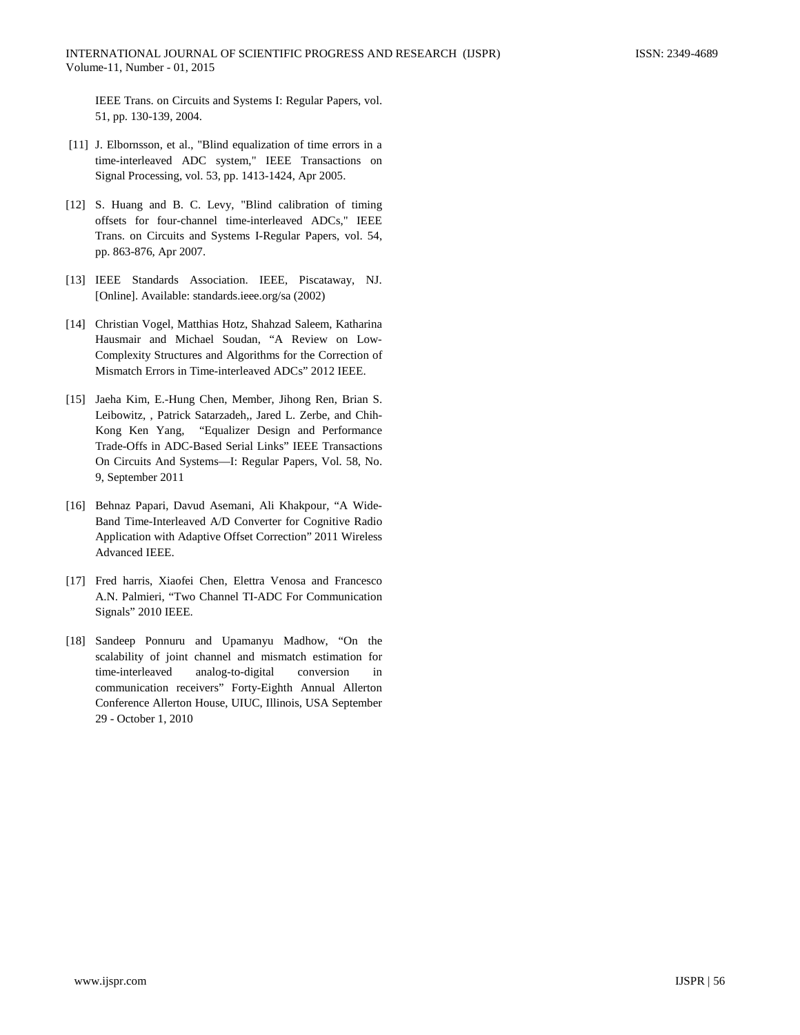IEEE Trans. on Circuits and Systems I: Regular Papers, vol. 51, pp. 130-139, 2004.

[11] J. Elbornsson, et al., "Blind equalization of time errors in a time-interleaved ADC system," IEEE Transactions on Signal Processing, vol. 53, pp. 1413-1424, Apr 2005.

[12] S. Huang and B. C. Levy, "Blind calibration of timing offsets for four-channel time-interleaved ADCs," IEEE Trans. on Circuits and Systems I-Regular Papers, vol. 54, pp. 863-876, Apr 2007.

[13] IEEE Standards Association. IEEE, Piscataway, NJ. [Online]. Available: standards.ieee.org/sa (2002)

[14] Christian Vogel, Matthias Hotz, Shahzad Saleem, Katharina Hausmair and Michael Soudan, “A Review on Low-Complexity Structures and Algorithms for the Correction of Mismatch Errors in Time-interleaved ADCs” 2012 IEEE.

[15] Jaeha Kim, E.-Hung Chen, Member, Jihong Ren, Brian S. Leibowitz, , Patrick Satarzadeh,, Jared L. Zerbe, and Chih-Kong Ken Yang, “Equalizer Design and Performance Trade-Offs in ADC-Based Serial Links” IEEE Transactions On Circuits And Systems—I: Regular Papers, Vol. 58, No. 9, September 2011

[16] Behnaz Papari, Davud Asemani, Ali Khakpour, “A Wide-Band Time-Interleaved A/D Converter for Cognitive Radio Application with Adaptive Offset Correction” 2011 Wireless Advanced IEEE.

[17] Fred harris, Xiaofei Chen, Elettra Venosa and Francesco A.N. Palmieri, “Two Channel TI-ADC For Communication Signals” 2010 IEEE.

[18] Sandeep Ponnuru and Upamanyu Madhow, “On the scalability of joint channel and mismatch estimation for time-interleaved analog-to-digital conversion in communication receivers” Forty-Eighth Annual Allerton Conference Allerton House, UIUC, Illinois, USA September 29 - October 1, 2010